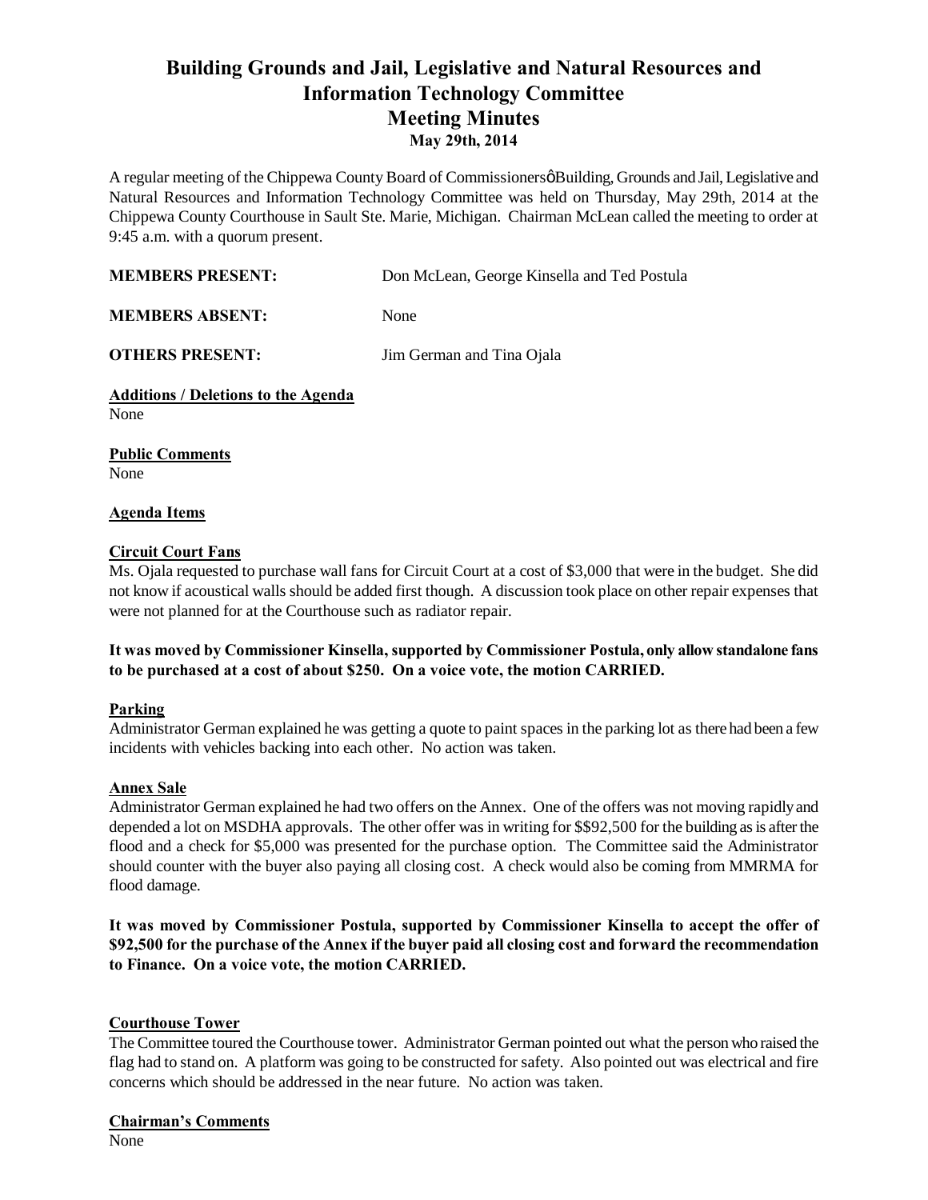# Building Grounds and Jail, Legislative and Natural Resources and Information Technology Committee

## Meeting Minutes

### May 29th, 2014

A regular meeting of the Chippewa County Board of Commissionersφ Building, Grounds and Jail, Legislative and Natural Resources and Information Technology Committee was held on Thursday, May 29th, 2014 at the Chippewa County Courthouse in Sault Ste. Marie, Michigan. Chairman McLean called the meeting to order at 9:45 a.m. with a quorum present.

| | |
|---|---|
| **MEMBERS PRESENT:** | Don McLean, George Kinsella and Ted Postula |
| **MEMBERS ABSENT:** | None |
| **OTHERS PRESENT:** | Jim German and Tina Ojala |

**Additions / Deletions to the Agenda**

None

**Public Comments**

None

**Agenda Items**

**Circuit Court Fans**

Ms. Ojala requested to purchase wall fans for Circuit Court at a cost of $3,000 that were in the budget. She did not know if acoustical walls should be added first though. A discussion took place on other repair expenses that were not planned for at the Courthouse such as radiator repair.

**It was moved by Commissioner Kinsella, supported by Commissioner Postula, only allow standalone fans to be purchased at a cost of about $250. On a voice vote, the motion CARRIED.**

**Parking**

Administrator German explained he was getting a quote to paint spaces in the parking lot as there had been a few incidents with vehicles backing into each other. No action was taken.

**Annex Sale**

Administrator German explained he had two offers on the Annex. One of the offers was not moving rapidly and depended a lot on MSDHA approvals. The other offer was in writing for $$92,500 for the building as is after the flood and a check for $5,000 was presented for the purchase option. The Committee said the Administrator should counter with the buyer also paying all closing cost. A check would also be coming from MMRMA for flood damage.

**It was moved by Commissioner Postula, supported by Commissioner Kinsella to accept the offer of $92,500 for the purchase of the Annex if the buyer paid all closing cost and forward the recommendation to Finance. On a voice vote, the motion CARRIED.**

**Courthouse Tower**

The Committee toured the Courthouse tower. Administrator German pointed out what the person who raised the flag had to stand on. A platform was going to be constructed for safety. Also pointed out was electrical and fire concerns which should be addressed in the near future. No action was taken.

**Chairman's Comments**

None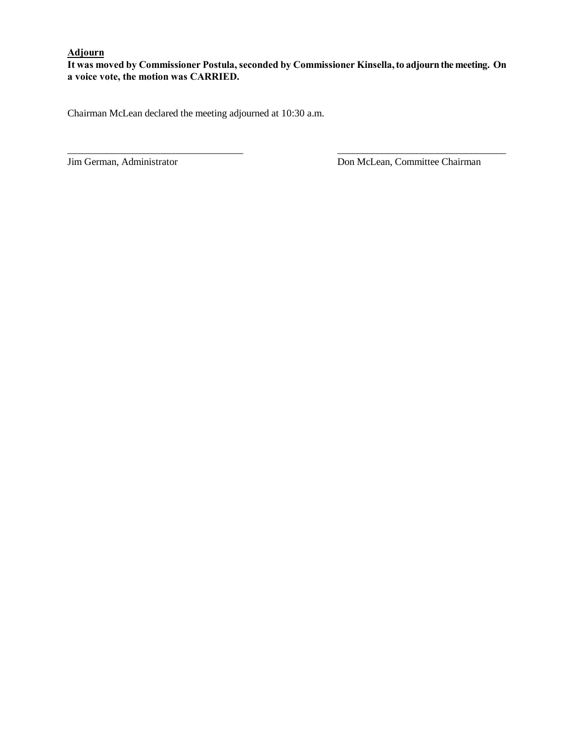**<u>Adjourn</u>**

**It was moved by Commissioner Postula, seconded by Commissioner Kinsella, to adjourn the meeting. On a voice vote, the motion was CARRIED.**

Chairman McLean declared the meeting adjourned at 10:30 a.m.

| | |
|---|---|
| ___________________________________ | ___________________________________ |
| Jim German, Administrator | Don McLean, Committee Chairman |